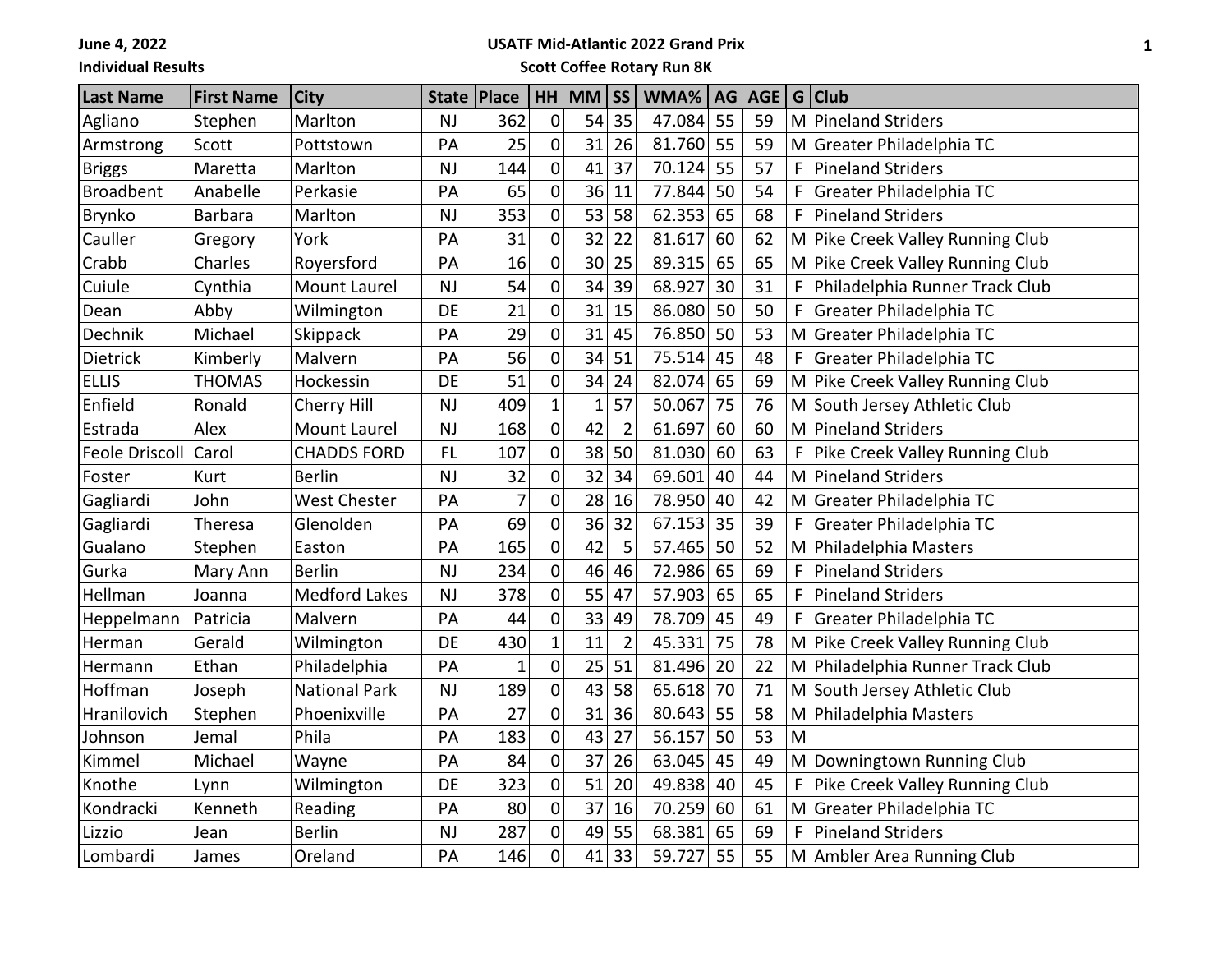June 4, 2022

Individual Results

USATF Mid-Atlantic 2022 Grand Prix

Scott Coffee Rotary Run 8K

| Last Name | First Name | City | State | Place | HH | MM | SS | WMA% | AG | AGE | G | Club |
|---|---|---|---|---|---|---|---|---|---|---|---|---|
| Agliano | Stephen | Marlton | NJ | 362 | 0 | 54 | 35 | 47.084 | 55 | 59 | M | Pineland Striders |
| Armstrong | Scott | Pottstown | PA | 25 | 0 | 31 | 26 | 81.760 | 55 | 59 | M | Greater Philadelphia TC |
| Briggs | Maretta | Marlton | NJ | 144 | 0 | 41 | 37 | 70.124 | 55 | 57 | F | Pineland Striders |
| Broadbent | Anabelle | Perkasie | PA | 65 | 0 | 36 | 11 | 77.844 | 50 | 54 | F | Greater Philadelphia TC |
| Brynko | Barbara | Marlton | NJ | 353 | 0 | 53 | 58 | 62.353 | 65 | 68 | F | Pineland Striders |
| Cauller | Gregory | York | PA | 31 | 0 | 32 | 22 | 81.617 | 60 | 62 | M | Pike Creek Valley Running Club |
| Crabb | Charles | Royersford | PA | 16 | 0 | 30 | 25 | 89.315 | 65 | 65 | M | Pike Creek Valley Running Club |
| Cuiule | Cynthia | Mount Laurel | NJ | 54 | 0 | 34 | 39 | 68.927 | 30 | 31 | F | Philadelphia Runner Track Club |
| Dean | Abby | Wilmington | DE | 21 | 0 | 31 | 15 | 86.080 | 50 | 50 | F | Greater Philadelphia TC |
| Dechnik | Michael | Skippack | PA | 29 | 0 | 31 | 45 | 76.850 | 50 | 53 | M | Greater Philadelphia TC |
| Dietrick | Kimberly | Malvern | PA | 56 | 0 | 34 | 51 | 75.514 | 45 | 48 | F | Greater Philadelphia TC |
| ELLIS | THOMAS | Hockessin | DE | 51 | 0 | 34 | 24 | 82.074 | 65 | 69 | M | Pike Creek Valley Running Club |
| Enfield | Ronald | Cherry Hill | NJ | 409 | 1 | 1 | 57 | 50.067 | 75 | 76 | M | South Jersey Athletic Club |
| Estrada | Alex | Mount Laurel | NJ | 168 | 0 | 42 | 2 | 61.697 | 60 | 60 | M | Pineland Striders |
| Feole Driscoll | Carol | CHADDS FORD | FL | 107 | 0 | 38 | 50 | 81.030 | 60 | 63 | F | Pike Creek Valley Running Club |
| Foster | Kurt | Berlin | NJ | 32 | 0 | 32 | 34 | 69.601 | 40 | 44 | M | Pineland Striders |
| Gagliardi | John | West Chester | PA | 7 | 0 | 28 | 16 | 78.950 | 40 | 42 | M | Greater Philadelphia TC |
| Gagliardi | Theresa | Glenolden | PA | 69 | 0 | 36 | 32 | 67.153 | 35 | 39 | F | Greater Philadelphia TC |
| Gualano | Stephen | Easton | PA | 165 | 0 | 42 | 5 | 57.465 | 50 | 52 | M | Philadelphia Masters |
| Gurka | Mary Ann | Berlin | NJ | 234 | 0 | 46 | 46 | 72.986 | 65 | 69 | F | Pineland Striders |
| Hellman | Joanna | Medford Lakes | NJ | 378 | 0 | 55 | 47 | 57.903 | 65 | 65 | F | Pineland Striders |
| Heppelmann | Patricia | Malvern | PA | 44 | 0 | 33 | 49 | 78.709 | 45 | 49 | F | Greater Philadelphia TC |
| Herman | Gerald | Wilmington | DE | 430 | 1 | 11 | 2 | 45.331 | 75 | 78 | M | Pike Creek Valley Running Club |
| Hermann | Ethan | Philadelphia | PA | 1 | 0 | 25 | 51 | 81.496 | 20 | 22 | M | Philadelphia Runner Track Club |
| Hoffman | Joseph | National Park | NJ | 189 | 0 | 43 | 58 | 65.618 | 70 | 71 | M | South Jersey Athletic Club |
| Hranilovich | Stephen | Phoenixville | PA | 27 | 0 | 31 | 36 | 80.643 | 55 | 58 | M | Philadelphia Masters |
| Johnson | Jemal | Phila | PA | 183 | 0 | 43 | 27 | 56.157 | 50 | 53 | M | |
| Kimmel | Michael | Wayne | PA | 84 | 0 | 37 | 26 | 63.045 | 45 | 49 | M | Downingtown Running Club |
| Knothe | Lynn | Wilmington | DE | 323 | 0 | 51 | 20 | 49.838 | 40 | 45 | F | Pike Creek Valley Running Club |
| Kondracki | Kenneth | Reading | PA | 80 | 0 | 37 | 16 | 70.259 | 60 | 61 | M | Greater Philadelphia TC |
| Lizzio | Jean | Berlin | NJ | 287 | 0 | 49 | 55 | 68.381 | 65 | 69 | F | Pineland Striders |
| Lombardi | James | Oreland | PA | 146 | 0 | 41 | 33 | 59.727 | 55 | 55 | M | Ambler Area Running Club |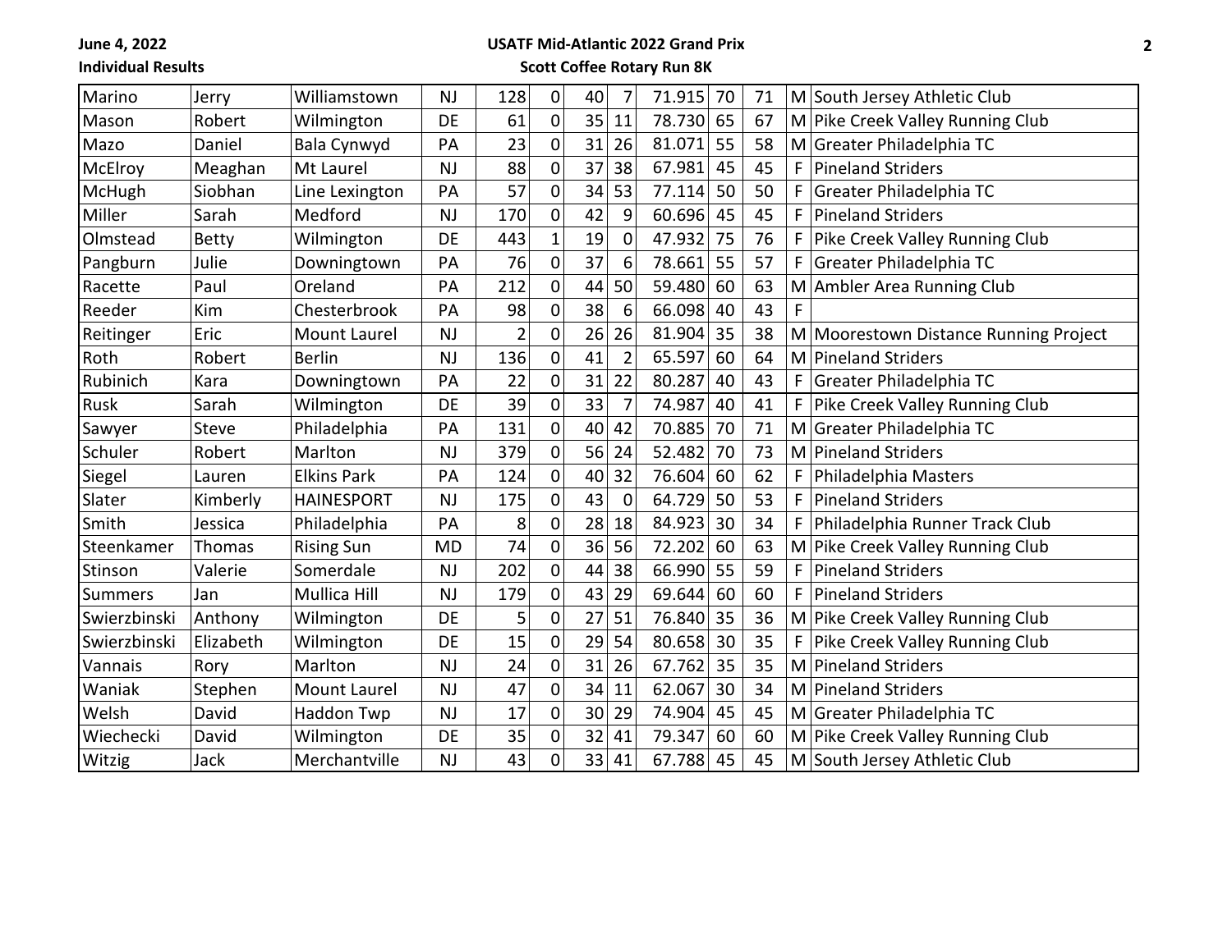| | | | | | | | | | | | | |
|---|---|---|---|---|---|---|---|---|---|---|---|---|
| Marino | Jerry | Williamstown | NJ | 128 | 0 | 40 | 7 | 71.915 | 70 | 71 | M | South Jersey Athletic Club |
| Mason | Robert | Wilmington | DE | 61 | 0 | 35 | 11 | 78.730 | 65 | 67 | M | Pike Creek Valley Running Club |
| Mazo | Daniel | Bala Cynwyd | PA | 23 | 0 | 31 | 26 | 81.071 | 55 | 58 | M | Greater Philadelphia TC |
| McElroy | Meaghan | Mt Laurel | NJ | 88 | 0 | 37 | 38 | 67.981 | 45 | 45 | F | Pineland Striders |
| McHugh | Siobhan | Line Lexington | PA | 57 | 0 | 34 | 53 | 77.114 | 50 | 50 | F | Greater Philadelphia TC |
| Miller | Sarah | Medford | NJ | 170 | 0 | 42 | 9 | 60.696 | 45 | 45 | F | Pineland Striders |
| Olmstead | Betty | Wilmington | DE | 443 | 1 | 19 | 0 | 47.932 | 75 | 76 | F | Pike Creek Valley Running Club |
| Pangburn | Julie | Downingtown | PA | 76 | 0 | 37 | 6 | 78.661 | 55 | 57 | F | Greater Philadelphia TC |
| Racette | Paul | Oreland | PA | 212 | 0 | 44 | 50 | 59.480 | 60 | 63 | M | Ambler Area Running Club |
| Reeder | Kim | Chesterbrook | PA | 98 | 0 | 38 | 6 | 66.098 | 40 | 43 | F | |
| Reitinger | Eric | Mount Laurel | NJ | 2 | 0 | 26 | 26 | 81.904 | 35 | 38 | M | Moorestown Distance Running Project |
| Roth | Robert | Berlin | NJ | 136 | 0 | 41 | 2 | 65.597 | 60 | 64 | M | Pineland Striders |
| Rubinich | Kara | Downingtown | PA | 22 | 0 | 31 | 22 | 80.287 | 40 | 43 | F | Greater Philadelphia TC |
| Rusk | Sarah | Wilmington | DE | 39 | 0 | 33 | 7 | 74.987 | 40 | 41 | F | Pike Creek Valley Running Club |
| Sawyer | Steve | Philadelphia | PA | 131 | 0 | 40 | 42 | 70.885 | 70 | 71 | M | Greater Philadelphia TC |
| Schuler | Robert | Marlton | NJ | 379 | 0 | 56 | 24 | 52.482 | 70 | 73 | M | Pineland Striders |
| Siegel | Lauren | Elkins Park | PA | 124 | 0 | 40 | 32 | 76.604 | 60 | 62 | F | Philadelphia Masters |
| Slater | Kimberly | HAINESPORT | NJ | 175 | 0 | 43 | 0 | 64.729 | 50 | 53 | F | Pineland Striders |
| Smith | Jessica | Philadelphia | PA | 8 | 0 | 28 | 18 | 84.923 | 30 | 34 | F | Philadelphia Runner Track Club |
| Steenkamer | Thomas | Rising Sun | MD | 74 | 0 | 36 | 56 | 72.202 | 60 | 63 | M | Pike Creek Valley Running Club |
| Stinson | Valerie | Somerdale | NJ | 202 | 0 | 44 | 38 | 66.990 | 55 | 59 | F | Pineland Striders |
| Summers | Jan | Mullica Hill | NJ | 179 | 0 | 43 | 29 | 69.644 | 60 | 60 | F | Pineland Striders |
| Swierzbinski | Anthony | Wilmington | DE | 5 | 0 | 27 | 51 | 76.840 | 35 | 36 | M | Pike Creek Valley Running Club |
| Swierzbinski | Elizabeth | Wilmington | DE | 15 | 0 | 29 | 54 | 80.658 | 30 | 35 | F | Pike Creek Valley Running Club |
| Vannais | Rory | Marlton | NJ | 24 | 0 | 31 | 26 | 67.762 | 35 | 35 | M | Pineland Striders |
| Waniak | Stephen | Mount Laurel | NJ | 47 | 0 | 34 | 11 | 62.067 | 30 | 34 | M | Pineland Striders |
| Welsh | David | Haddon Twp | NJ | 17 | 0 | 30 | 29 | 74.904 | 45 | 45 | M | Greater Philadelphia TC |
| Wiechecki | David | Wilmington | DE | 35 | 0 | 32 | 41 | 79.347 | 60 | 60 | M | Pike Creek Valley Running Club |
| Witzig | Jack | Merchantville | NJ | 43 | 0 | 33 | 41 | 67.788 | 45 | 45 | M | South Jersey Athletic Club |